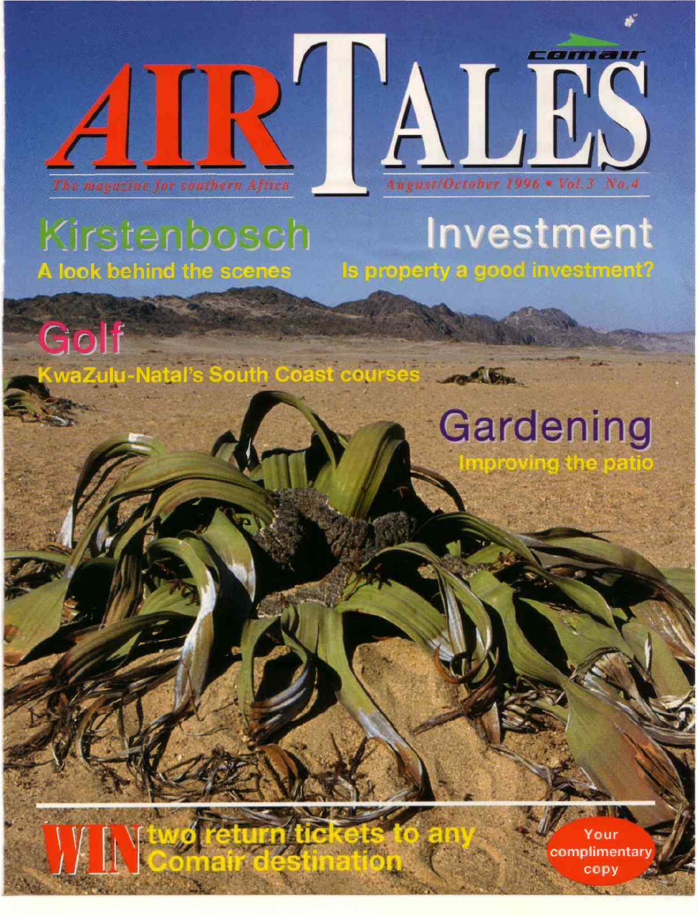# AIR TALES

comair

*The magazine for southern Africa*

*August/October 1996 • Vol.3 No.4*

## Kirstenbosch
A look behind the scenes

## Investment
Is property a good investment?

## Golf
KwaZulu-Natal's South Coast courses

## Gardening
Improving the patio

**WIN** two return tickets to any Comair destination

Your complimentary copy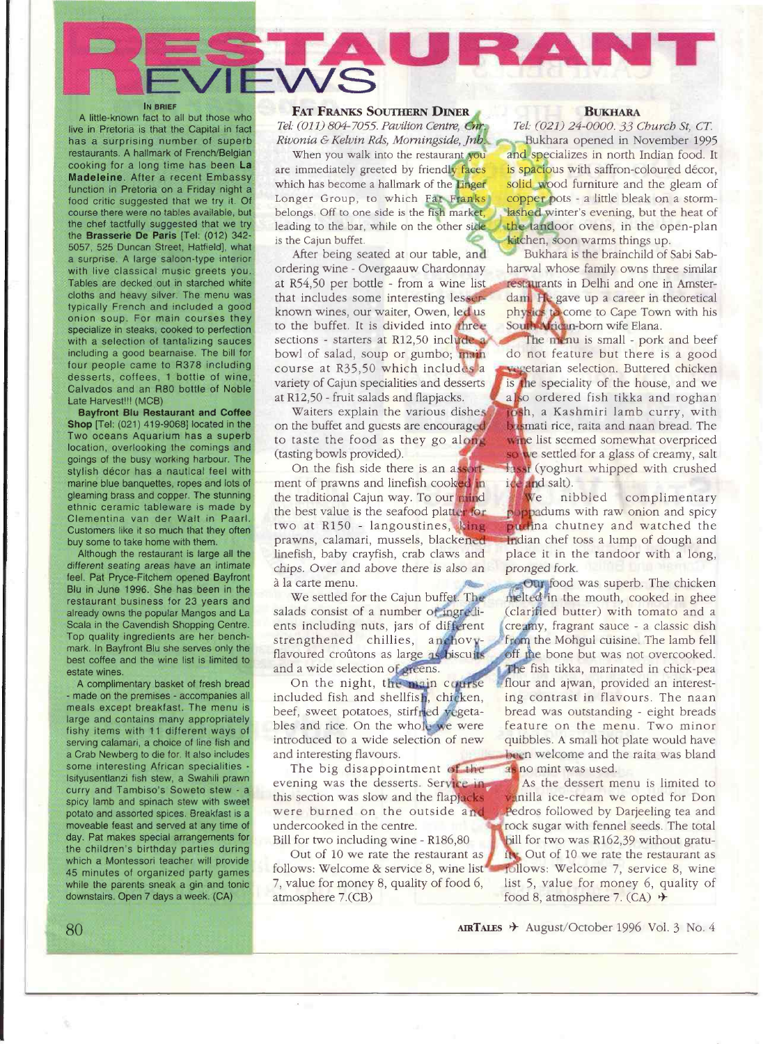# RESTAURANT REVIEWS

**IN BRIEF**

A little-known fact to all but those who live in Pretoria is that the Capital in fact has a surprising number of superb restaurants. A hallmark of French/Belgian cooking for a long time has been **La Madeleine**. After a recent Embassy function in Pretoria on a Friday night a food critic suggested that we try it. Of course there were no tables available, but the chef tactfully suggested that we try the **Brasserie De Paris** [Tel: (012) 342-5057, 525 Duncan Street, Hatfield], what a surprise. A large saloon-type interior with live classical music greets you. Tables are decked out in starched white cloths and heavy silver. The menu was typically French and included a good onion soup. For main courses they specialize in steaks, cooked to perfection with a selection of tantalizing sauces including a good bearnaise. The bill for four people came to R378 including desserts, coffees, 1 bottle of wine, Calvados and an R80 bottle of Noble Late Harvest!!! (MCB)

**Bayfront Blu Restaurant and Coffee Shop** [Tel: (021) 419-9068] located in the Two oceans Aquarium has a superb location, overlooking the comings and goings of the busy working harbour. The stylish décor has a nautical feel with marine blue banquettes, ropes and lots of gleaming brass and copper. The stunning ethnic ceramic tableware is made by Clementina van der Walt in Paarl. Customers like it so much that they often buy some to take home with them.

Although the restaurant is large all the different seating areas have an intimate feel. Pat Pryce-Fitchem opened Bayfront Blu in June 1996. She has been in the restaurant business for 23 years and already owns the popular Mangos and La Scala in the Cavendish Shopping Centre. Top quality ingredients are her benchmark. In Bayfront Blu she serves only the best coffee and the wine list is limited to estate wines.

A complimentary basket of fresh bread - made on the premises - accompanies all meals except breakfast. The menu is large and contains many appropriately fishy items with 11 different ways of serving calamari, a choice of line fish and a Crab Newberg to die for. It also includes some interesting African specialities - Isityusentlanzi fish stew, a Swahili prawn curry and Tambiso's Soweto stew - a spicy lamb and spinach stew with sweet potato and assorted spices. Breakfast is a moveable feast and served at any time of day. Pat makes special arrangements for the children's birthday parties during which a Montessori teacher will provide 45 minutes of organized party games while the parents sneak a gin and tonic downstairs. Open 7 days a week. (CA)

## FAT FRANKS SOUTHERN DINER

*Tel: (011) 804-7055. Pavilion Centre, Cnr Rivonia & Kelvin Rds, Morningside, Jnb.*

When you walk into the restaurant you are immediately greeted by friendly faces which has become a hallmark of the Linger Longer Group, to which Fat Franks belongs. Off to one side is the fish market, leading to the bar, while on the other side is the Cajun buffet.

After being seated at our table, and ordering wine - Overgaauw Chardonnay at R54,50 per bottle - from a wine list that includes some interesting lesser-known wines, our waiter, Owen, led us to the buffet. It is divided into three sections - starters at R12,50 include a bowl of salad, soup or gumbo; main course at R35,50 which includes a variety of Cajun specialities and desserts at R12,50 - fruit salads and flapjacks.

Waiters explain the various dishes on the buffet and guests are encouraged to taste the food as they go along (tasting bowls provided).

On the fish side there is an assortment of prawns and linefish cooked in the traditional Cajun way. To our mind the best value is the seafood platter for two at R150 - langoustines, king prawns, calamari, mussels, blackened linefish, baby crayfish, crab claws and chips. Over and above there is also an à la carte menu.

We settled for the Cajun buffet. The salads consist of a number of ingredients including nuts, jars of different strengthened chillies, anchovy-flavoured croûtons as large as biscuits and a wide selection of greens.

On the night, the main course included fish and shellfish, chicken, beef, sweet potatoes, stirfried vegetables and rice. On the whole we were introduced to a wide selection of new and interesting flavours.

The big disappointment of the evening was the desserts. Service in this section was slow and the flapjacks were burned on the outside and undercooked in the centre.

Bill for two including wine - R186,80

Out of 10 we rate the restaurant as follows: Welcome & service 8, wine list 7, value for money 8, quality of food 6, atmosphere 7.(CB)

## BUKHARA

*Tel: (021) 24-0000. 33 Church St, CT.*

Bukhara opened in November 1995 and specializes in north Indian food. It is spacious with saffron-coloured décor, solid wood furniture and the gleam of copper pots - a little bleak on a storm-lashed winter's evening, but the heat of the tandoor ovens, in the open-plan kitchen, soon warms things up.

Bukhara is the brainchild of Sabi Sabharwal whose family owns three similar restaurants in Delhi and one in Amsterdam. He gave up a career in theoretical physics to come to Cape Town with his South African-born wife Elana.

The menu is small - pork and beef do not feature but there is a good vegetarian selection. Buttered chicken is the speciality of the house, and we also ordered fish tikka and roghan josh, a Kashmiri lamb curry, with basmati rice, raita and naan bread. The wine list seemed somewhat overpriced so we settled for a glass of creamy, salt lassi (yoghurt whipped with crushed ice and salt).

We nibbled complimentary poppadums with raw onion and spicy pudina chutney and watched the Indian chef toss a lump of dough and place it in the tandoor with a long, pronged fork.

Our food was superb. The chicken melted in the mouth, cooked in ghee (clarified butter) with tomato and a creamy, fragrant sauce - a classic dish from the Mohgul cuisine. The lamb fell off the bone but was not overcooked. The fish tikka, marinated in chick-pea flour and ajwan, provided an interesting contrast in flavours. The naan bread was outstanding - eight breads feature on the menu. Two minor quibbles. A small hot plate would have been welcome and the raita was bland as no mint was used.

As the dessert menu is limited to vanilla ice-cream we opted for Don Pedros followed by Darjeeling tea and rock sugar with fennel seeds. The total bill for two was R162,39 without gratuity. Out of 10 we rate the restaurant as follows: Welcome 7, service 8, wine list 5, value for money 6, quality of food 8, atmosphere 7. (CA) ✈